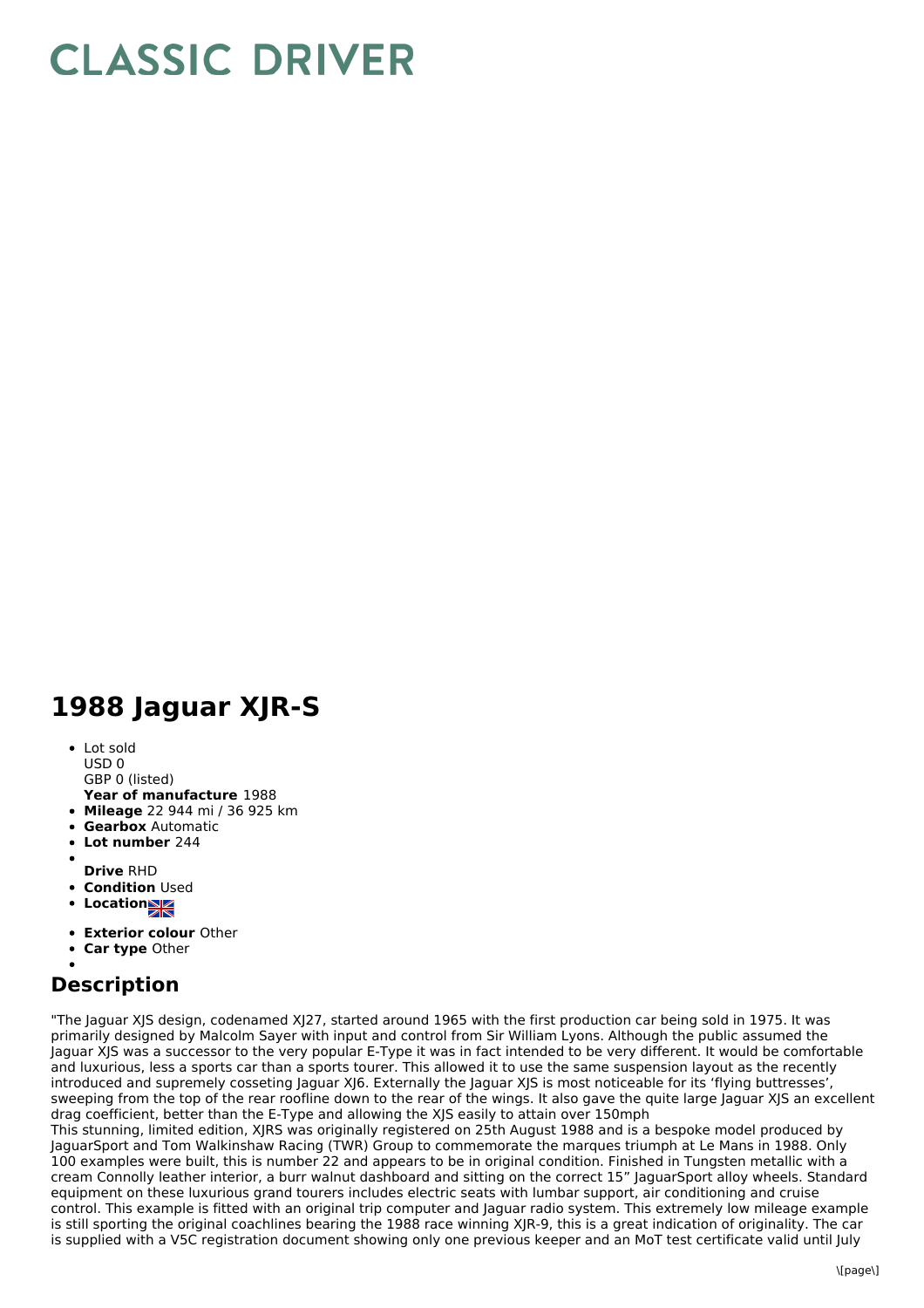# CLASSIC DRIVER

## 1988 Jaguar XJR-S

- Lot sold
  USD 0
  GBP 0 (listed)
  **Year of manufacture** 1988
- **Mileage** 22 944 mi / 36 925 km
- **Gearbox** Automatic
- **Lot number** 244
- 
  **Drive** RHD
- **Condition** Used
- **Location**
- **Exterior colour** Other
- **Car type** Other
- 

### Description

"The Jaguar XJS design, codenamed XJ27, started around 1965 with the first production car being sold in 1975. It was primarily designed by Malcolm Sayer with input and control from Sir William Lyons. Although the public assumed the Jaguar XJS was a successor to the very popular E-Type it was in fact intended to be very different. It would be comfortable and luxurious, less a sports car than a sports tourer. This allowed it to use the same suspension layout as the recently introduced and supremely cosseting Jaguar XJ6. Externally the Jaguar XJS is most noticeable for its 'flying buttresses', sweeping from the top of the rear roofline down to the rear of the wings. It also gave the quite large Jaguar XJS an excellent drag coefficient, better than the E-Type and allowing the XJS easily to attain over 150mph
This stunning, limited edition, XJRS was originally registered on 25th August 1988 and is a bespoke model produced by JaguarSport and Tom Walkinshaw Racing (TWR) Group to commemorate the marques triumph at Le Mans in 1988. Only 100 examples were built, this is number 22 and appears to be in original condition. Finished in Tungsten metallic with a cream Connolly leather interior, a burr walnut dashboard and sitting on the correct 15" JaguarSport alloy wheels. Standard equipment on these luxurious grand tourers includes electric seats with lumbar support, air conditioning and cruise control. This example is fitted with an original trip computer and Jaguar radio system. This extremely low mileage example is still sporting the original coachlines bearing the 1988 race winning XJR-9, this is a great indication of originality. The car is supplied with a V5C registration document showing only one previous keeper and an MoT test certificate valid until July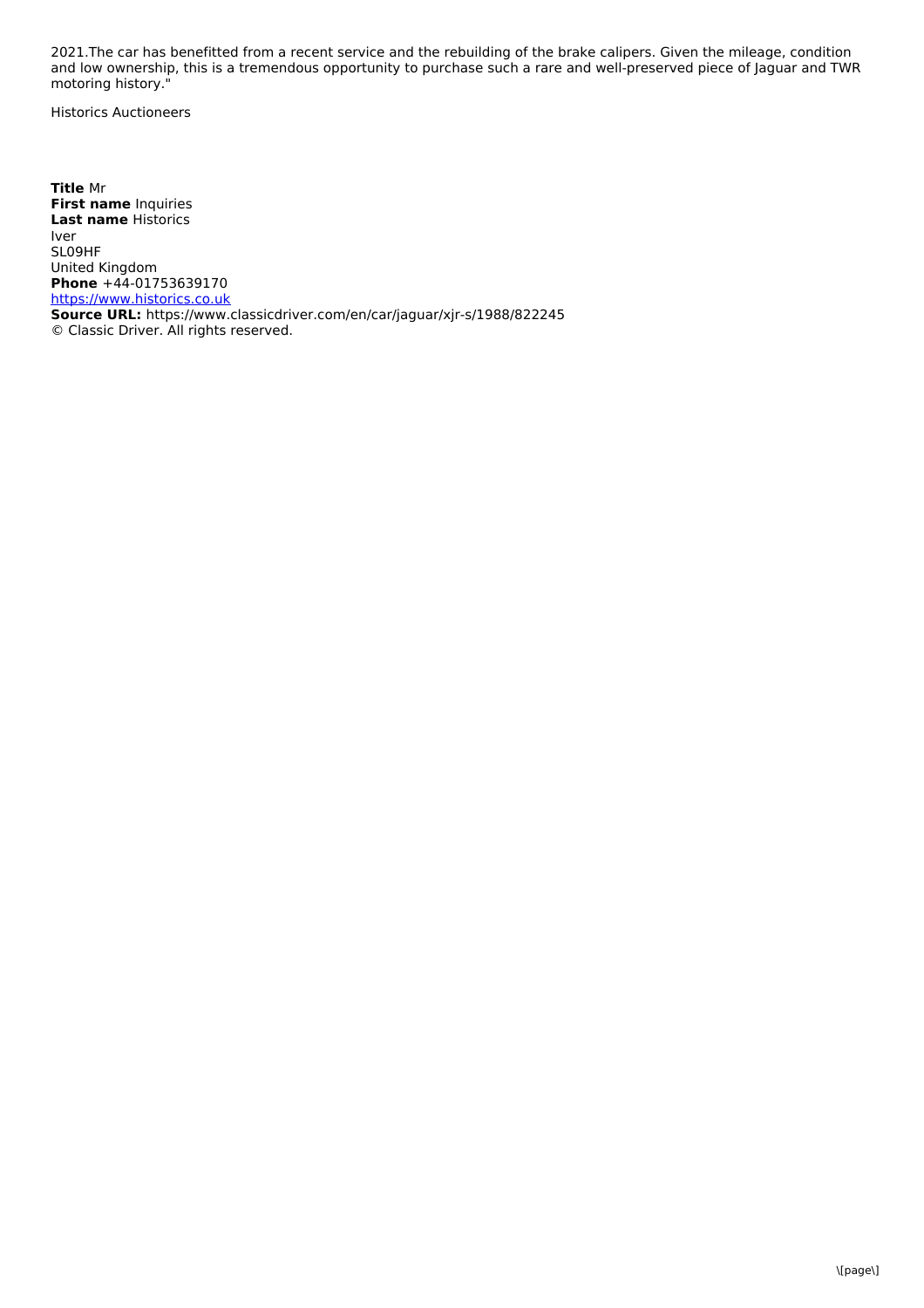2021.The car has benefitted from a recent service and the rebuilding of the brake calipers. Given the mileage, condition and low ownership, this is a tremendous opportunity to purchase such a rare and well-preserved piece of Jaguar and TWR motoring history."

Historics Auctioneers

**Title** Mr
**First name** Inquiries
**Last name** Historics
Iver
SL09HF
United Kingdom
**Phone** +44-01753639170
[https://www.historics.co.uk](https://www.historics.co.uk)
**Source URL:** https://www.classicdriver.com/en/car/jaguar/xjr-s/1988/822245
© Classic Driver. All rights reserved.